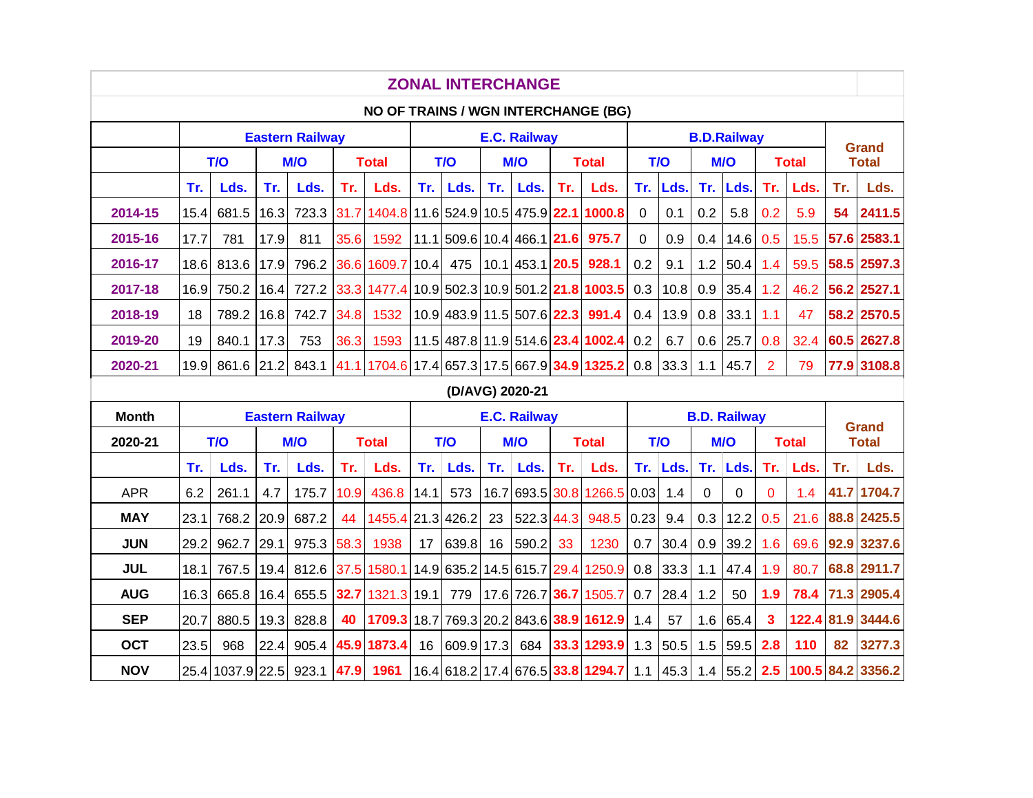# ZONAL INTERCHANGE

## NO OF TRAINS / WGN INTERCHANGE (BG)

| | Eastern Railway | | | | | | E.C. Railway | | | | | | B.D.Railway | | | | | | Grand Total | |
|---|---|---|---|---|---|---|---|---|---|---|---|---|---|---|---|---|---|---|---|---|
| | T/O | | M/O | | Total | | T/O | | M/O | | Total | | T/O | | M/O | | Total | | | |
| | Tr. | Lds. | Tr. | Lds. | Tr. | Lds. | Tr. | Lds. | Tr. | Lds. | Tr. | Lds. | Tr. | Lds. | Tr. | Lds. | Tr. | Lds. | Tr. | Lds. |
| 2014-15 | 15.4 | 681.5 | 16.3 | 723.3 | 31.7 | 1404.8 | 11.6 | 524.9 | 10.5 | 475.9 | 22.1 | 1000.8 | 0 | 0.1 | 0.2 | 5.8 | 0.2 | 5.9 | 54 | 2411.5 |
| 2015-16 | 17.7 | 781 | 17.9 | 811 | 35.6 | 1592 | 11.1 | 509.6 | 10.4 | 466.1 | 21.6 | 975.7 | 0 | 0.9 | 0.4 | 14.6 | 0.5 | 15.5 | 57.6 | 2583.1 |
| 2016-17 | 18.6 | 813.6 | 17.9 | 796.2 | 36.6 | 1609.7 | 10.4 | 475 | 10.1 | 453.1 | 20.5 | 928.1 | 0.2 | 9.1 | 1.2 | 50.4 | 1.4 | 59.5 | 58.5 | 2597.3 |
| 2017-18 | 16.9 | 750.2 | 16.4 | 727.2 | 33.3 | 1477.4 | 10.9 | 502.3 | 10.9 | 501.2 | 21.8 | 1003.5 | 0.3 | 10.8 | 0.9 | 35.4 | 1.2 | 46.2 | 56.2 | 2527.1 |
| 2018-19 | 18 | 789.2 | 16.8 | 742.7 | 34.8 | 1532 | 10.9 | 483.9 | 11.5 | 507.6 | 22.3 | 991.4 | 0.4 | 13.9 | 0.8 | 33.1 | 1.1 | 47 | 58.2 | 2570.5 |
| 2019-20 | 19 | 840.1 | 17.3 | 753 | 36.3 | 1593 | 11.5 | 487.8 | 11.9 | 514.6 | 23.4 | 1002.4 | 0.2 | 6.7 | 0.6 | 25.7 | 0.8 | 32.4 | 60.5 | 2627.8 |
| 2020-21 | 19.9 | 861.6 | 21.2 | 843.1 | 41.1 | 1704.6 | 17.4 | 657.3 | 17.5 | 667.9 | 34.9 | 1325.2 | 0.8 | 33.3 | 1.1 | 45.7 | 2 | 79 | 77.9 | 3108.8 |

## (D/AVG) 2020-21

| Month | Eastern Railway | | | | | | E.C. Railway | | | | | | B.D. Railway | | | | | | Grand Total | |
|---|---|---|---|---|---|---|---|---|---|---|---|---|---|---|---|---|---|---|---|---|
| 2020-21 | T/O | | M/O | | Total | | T/O | | M/O | | Total | | T/O | | M/O | | Total | | | |
| | Tr. | Lds. | Tr. | Lds. | Tr. | Lds. | Tr. | Lds. | Tr. | Lds. | Tr. | Lds. | Tr. | Lds. | Tr. | Lds. | Tr. | Lds. | Tr. | Lds. |
| APR | 6.2 | 261.1 | 4.7 | 175.7 | 10.9 | 436.8 | 14.1 | 573 | 16.7 | 693.5 | 30.8 | 1266.5 | 0.03 | 1.4 | 0 | 0 | 0 | 1.4 | 41.7 | 1704.7 |
| MAY | 23.1 | 768.2 | 20.9 | 687.2 | 44 | 1455.4 | 21.3 | 426.2 | 23 | 522.3 | 44.3 | 948.5 | 0.23 | 9.4 | 0.3 | 12.2 | 0.5 | 21.6 | 88.8 | 2425.5 |
| JUN | 29.2 | 962.7 | 29.1 | 975.3 | 58.3 | 1938 | 17 | 639.8 | 16 | 590.2 | 33 | 1230 | 0.7 | 30.4 | 0.9 | 39.2 | 1.6 | 69.6 | 92.9 | 3237.6 |
| JUL | 18.1 | 767.5 | 19.4 | 812.6 | 37.5 | 1580.1 | 14.9 | 635.2 | 14.5 | 615.7 | 29.4 | 1250.9 | 0.8 | 33.3 | 1.1 | 47.4 | 1.9 | 80.7 | 68.8 | 2911.7 |
| AUG | 16.3 | 665.8 | 16.4 | 655.5 | 32.7 | 1321.3 | 19.1 | 779 | 17.6 | 726.7 | 36.7 | 1505.7 | 0.7 | 28.4 | 1.2 | 50 | 1.9 | 78.4 | 71.3 | 2905.4 |
| SEP | 20.7 | 880.5 | 19.3 | 828.8 | 40 | 1709.3 | 18.7 | 769.3 | 20.2 | 843.6 | 38.9 | 1612.9 | 1.4 | 57 | 1.6 | 65.4 | 3 | 122.4 | 81.9 | 3444.6 |
| OCT | 23.5 | 968 | 22.4 | 905.4 | 45.9 | 1873.4 | 16 | 609.9 | 17.3 | 684 | 33.3 | 1293.9 | 1.3 | 50.5 | 1.5 | 59.5 | 2.8 | 110 | 82 | 3277.3 |
| NOV | 25.4 | 1037.9 | 22.5 | 923.1 | 47.9 | 1961 | 16.4 | 618.2 | 17.4 | 676.5 | 33.8 | 1294.7 | 1.1 | 45.3 | 1.4 | 55.2 | 2.5 | 100.5 | 84.2 | 3356.2 |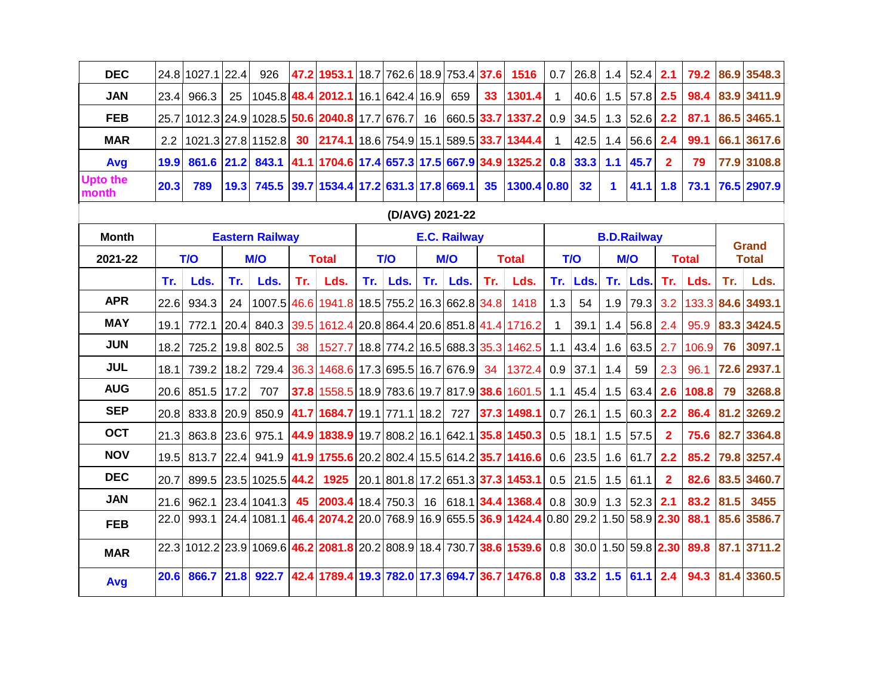| | | | | | | | | | | | | | | | | | | | | |
|---|---|---|---|---|---|---|---|---|---|---|---|---|---|---|---|---|---|---|---|---|
| **DEC** | 24.8 | 1027.1 | 22.4 | 926 | **47.2** | **1953.1** | 18.7 | 762.6 | 18.9 | 753.4 | **37.6** | **1516** | 0.7 | 26.8 | 1.4 | 52.4 | **2.1** | **79.2** | **86.9** | **3548.3** |
| **JAN** | 23.4 | 966.3 | 25 | 1045.8 | **48.4** | **2012.1** | 16.1 | 642.4 | 16.9 | 659 | **33** | **1301.4** | 1 | 40.6 | 1.5 | 57.8 | **2.5** | **98.4** | **83.9** | **3411.9** |
| **FEB** | 25.7 | 1012.3 | 24.9 | 1028.5 | **50.6** | **2040.8** | 17.7 | 676.7 | 16 | 660.5 | **33.7** | **1337.2** | 0.9 | 34.5 | 1.3 | 52.6 | **2.2** | **87.1** | **86.5** | **3465.1** |
| **MAR** | 2.2 | 1021.3 | 27.8 | 1152.8 | **30** | **2174.1** | 18.6 | 754.9 | 15.1 | 589.5 | **33.7** | **1344.4** | 1 | 42.5 | 1.4 | 56.6 | **2.4** | **99.1** | **66.1** | **3617.6** |
| **Avg** | **19.9** | **861.6** | **21.2** | **843.1** | **41.1** | **1704.6** | **17.4** | **657.3** | **17.5** | **667.9** | **34.9** | **1325.2** | **0.8** | **33.3** | **1.1** | **45.7** | **2** | **79** | **77.9** | **3108.8** |
| **Upto the month** | **20.3** | **789** | **19.3** | **745.5** | **39.7** | **1534.4** | **17.2** | **631.3** | **17.8** | **669.1** | **35** | **1300.4** | **0.80** | **32** | **1** | **41.1** | **1.8** | **73.1** | **76.5** | **2907.9** |

**(D/AVG) 2021-22**

| **Month** | **Eastern Railway** | | | | | | **E.C. Railway** | | | | | | **B.D.Railway** | | | | | | **Grand Total** | |
|---|---|---|---|---|---|---|---|---|---|---|---|---|---|---|---|---|---|---|---|---|
| **2021-22** | **T/O** | | **M/O** | | **Total** | | **T/O** | | **M/O** | | **Total** | | **T/O** | | **M/O** | | **Total** | | | |
| | **Tr.** | **Lds.** | **Tr.** | **Lds.** | **Tr.** | **Lds.** | **Tr.** | **Lds.** | **Tr.** | **Lds.** | **Tr.** | **Lds.** | **Tr.** | **Lds.** | **Tr.** | **Lds.** | **Tr.** | **Lds.** | **Tr.** | **Lds.** |
| **APR** | 22.6 | 934.3 | 24 | 1007.5 | 46.6 | 1941.8 | 18.5 | 755.2 | 16.3 | 662.8 | 34.8 | 1418 | 1.3 | 54 | 1.9 | 79.3 | 3.2 | 133.3 | **84.6** | **3493.1** |
| **MAY** | 19.1 | 772.1 | 20.4 | 840.3 | 39.5 | 1612.4 | 20.8 | 864.4 | 20.6 | 851.8 | 41.4 | 1716.2 | 1 | 39.1 | 1.4 | 56.8 | 2.4 | 95.9 | **83.3** | **3424.5** |
| **JUN** | 18.2 | 725.2 | 19.8 | 802.5 | 38 | 1527.7 | 18.8 | 774.2 | 16.5 | 688.3 | 35.3 | 1462.5 | 1.1 | 43.4 | 1.6 | 63.5 | 2.7 | 106.9 | **76** | **3097.1** |
| **JUL** | 18.1 | 739.2 | 18.2 | 729.4 | 36.3 | 1468.6 | 17.3 | 695.5 | 16.7 | 676.9 | 34 | 1372.4 | 0.9 | 37.1 | 1.4 | 59 | 2.3 | 96.1 | **72.6** | **2937.1** |
| **AUG** | 20.6 | 851.5 | 17.2 | 707 | **37.8** | 1558.5 | 18.9 | 783.6 | 19.7 | 817.9 | **38.6** | 1601.5 | 1.1 | 45.4 | 1.5 | 63.4 | **2.6** | **108.8** | **79** | **3268.8** |
| **SEP** | 20.8 | 833.8 | 20.9 | 850.9 | **41.7** | **1684.7** | 19.1 | 771.1 | 18.2 | 727 | **37.3** | **1498.1** | 0.7 | 26.1 | 1.5 | 60.3 | **2.2** | **86.4** | **81.2** | **3269.2** |
| **OCT** | 21.3 | 863.8 | 23.6 | 975.1 | **44.9** | **1838.9** | 19.7 | 808.2 | 16.1 | 642.1 | **35.8** | **1450.3** | 0.5 | 18.1 | 1.5 | 57.5 | **2** | **75.6** | **82.7** | **3364.8** |
| **NOV** | 19.5 | 813.7 | 22.4 | 941.9 | **41.9** | **1755.6** | 20.2 | 802.4 | 15.5 | 614.2 | **35.7** | **1416.6** | 0.6 | 23.5 | 1.6 | 61.7 | **2.2** | **85.2** | **79.8** | **3257.4** |
| **DEC** | 20.7 | 899.5 | 23.5 | 1025.5 | **44.2** | **1925** | 20.1 | 801.8 | 17.2 | 651.3 | **37.3** | **1453.1** | 0.5 | 21.5 | 1.5 | 61.1 | **2** | **82.6** | **83.5** | **3460.7** |
| **JAN** | 21.6 | 962.1 | 23.4 | 1041.3 | **45** | **2003.4** | 18.4 | 750.3 | 16 | 618.1 | **34.4** | **1368.4** | 0.8 | 30.9 | 1.3 | 52.3 | **2.1** | **83.2** | **81.5** | **3455** |
| **FEB** | 22.0 | 993.1 | 24.4 | 1081.1 | **46.4** | **2074.2** | 20.0 | 768.9 | 16.9 | 655.5 | **36.9** | **1424.4** | 0.80 | 29.2 | 1.50 | 58.9 | **2.30** | **88.1** | **85.6** | **3586.7** |
| **MAR** | 22.3 | 1012.2 | 23.9 | 1069.6 | **46.2** | **2081.8** | 20.2 | 808.9 | 18.4 | 730.7 | **38.6** | **1539.6** | 0.8 | 30.0 | 1.50 | 59.8 | **2.30** | **89.8** | **87.1** | **3711.2** |
| **Avg** | **20.6** | **866.7** | **21.8** | **922.7** | **42.4** | **1789.4** | **19.3** | **782.0** | **17.3** | **694.7** | **36.7** | **1476.8** | **0.8** | **33.2** | **1.5** | **61.1** | **2.4** | **94.3** | **81.4** | **3360.5** |